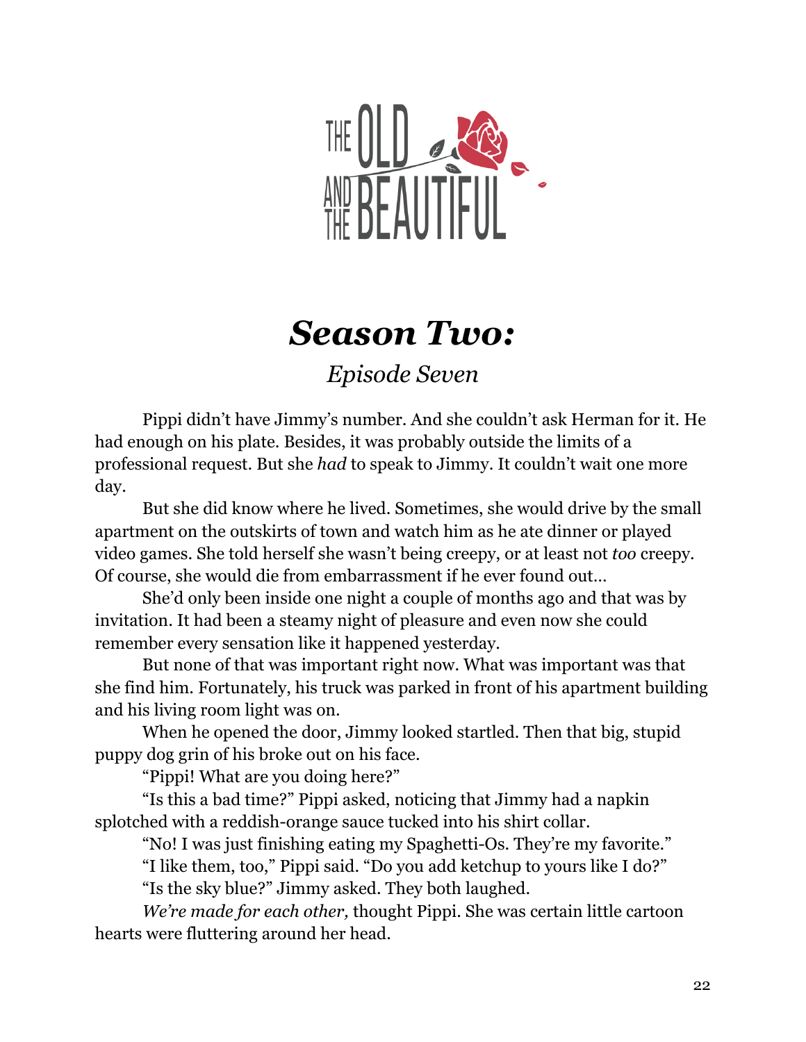# THE OLD AND THE BEAUTIFUL

# *Season Two:*

## *Episode Seven*

Pippi didn't have Jimmy's number. And she couldn't ask Herman for it. He had enough on his plate. Besides, it was probably outside the limits of a professional request. But she *had* to speak to Jimmy. It couldn't wait one more day.

But she did know where he lived. Sometimes, she would drive by the small apartment on the outskirts of town and watch him as he ate dinner or played video games. She told herself she wasn't being creepy, or at least not *too* creepy. Of course, she would die from embarrassment if he ever found out…

She'd only been inside one night a couple of months ago and that was by invitation. It had been a steamy night of pleasure and even now she could remember every sensation like it happened yesterday.

But none of that was important right now. What was important was that she find him. Fortunately, his truck was parked in front of his apartment building and his living room light was on.

When he opened the door, Jimmy looked startled. Then that big, stupid puppy dog grin of his broke out on his face.

"Pippi! What are you doing here?"

"Is this a bad time?" Pippi asked, noticing that Jimmy had a napkin splotched with a reddish-orange sauce tucked into his shirt collar.

"No! I was just finishing eating my Spaghetti-Os. They're my favorite."

"I like them, too," Pippi said. "Do you add ketchup to yours like I do?"

"Is the sky blue?" Jimmy asked. They both laughed.

*We're made for each other,* thought Pippi. She was certain little cartoon hearts were fluttering around her head.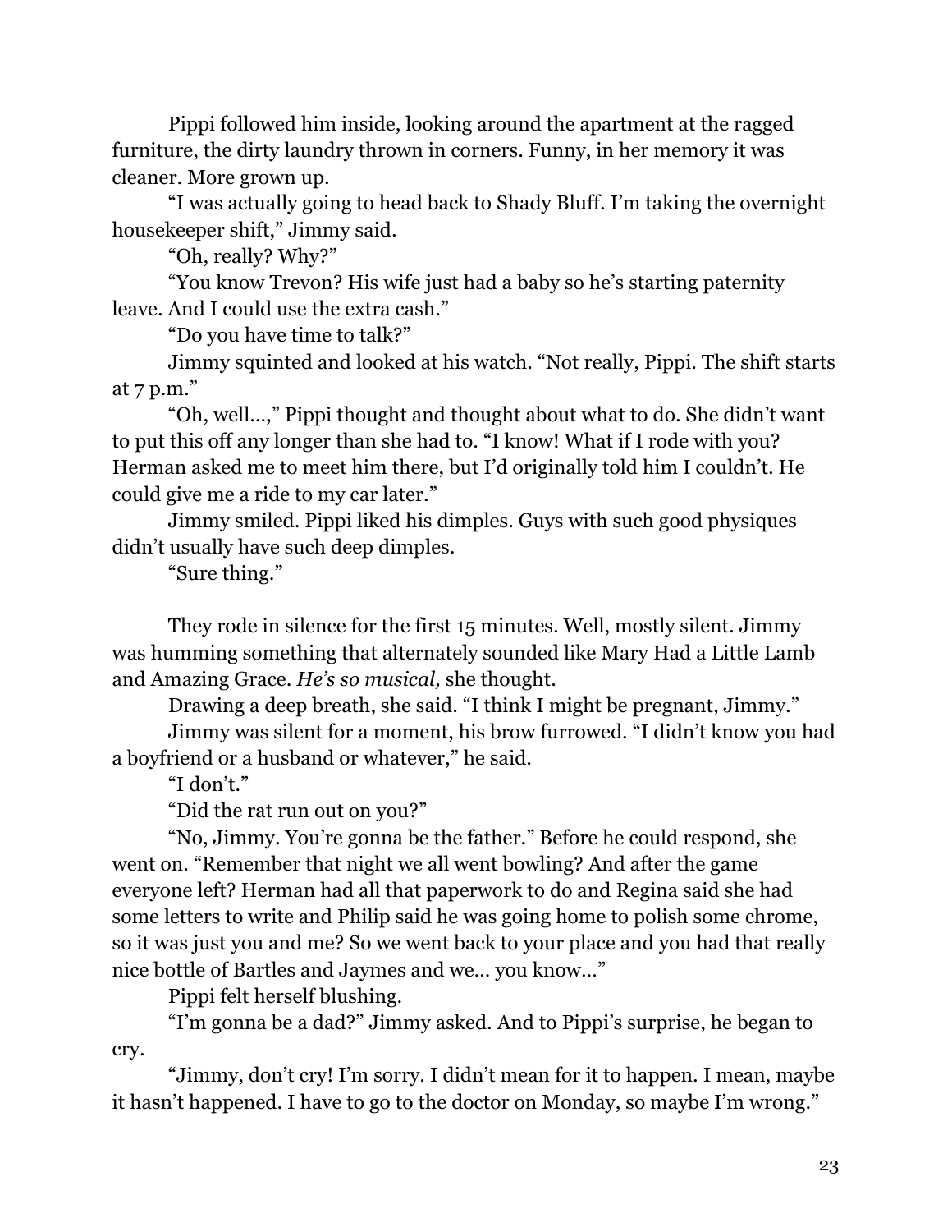Pippi followed him inside, looking around the apartment at the ragged furniture, the dirty laundry thrown in corners. Funny, in her memory it was cleaner. More grown up.

"I was actually going to head back to Shady Bluff. I'm taking the overnight housekeeper shift," Jimmy said.

"Oh, really? Why?"

"You know Trevon? His wife just had a baby so he's starting paternity leave. And I could use the extra cash."

"Do you have time to talk?"

Jimmy squinted and looked at his watch. "Not really, Pippi. The shift starts at 7 p.m."

"Oh, well…," Pippi thought and thought about what to do. She didn't want to put this off any longer than she had to. "I know! What if I rode with you? Herman asked me to meet him there, but I'd originally told him I couldn't. He could give me a ride to my car later."

Jimmy smiled. Pippi liked his dimples. Guys with such good physiques didn't usually have such deep dimples.

"Sure thing."

They rode in silence for the first 15 minutes. Well, mostly silent. Jimmy was humming something that alternately sounded like Mary Had a Little Lamb and Amazing Grace. *He's so musical,* she thought.

Drawing a deep breath, she said. "I think I might be pregnant, Jimmy."

Jimmy was silent for a moment, his brow furrowed. "I didn't know you had a boyfriend or a husband or whatever," he said.

"I don't."

"Did the rat run out on you?"

"No, Jimmy. You're gonna be the father." Before he could respond, she went on. "Remember that night we all went bowling? And after the game everyone left? Herman had all that paperwork to do and Regina said she had some letters to write and Philip said he was going home to polish some chrome, so it was just you and me? So we went back to your place and you had that really nice bottle of Bartles and Jaymes and we… you know…"

Pippi felt herself blushing.

"I'm gonna be a dad?" Jimmy asked. And to Pippi's surprise, he began to cry.

"Jimmy, don't cry! I'm sorry. I didn't mean for it to happen. I mean, maybe it hasn't happened. I have to go to the doctor on Monday, so maybe I'm wrong."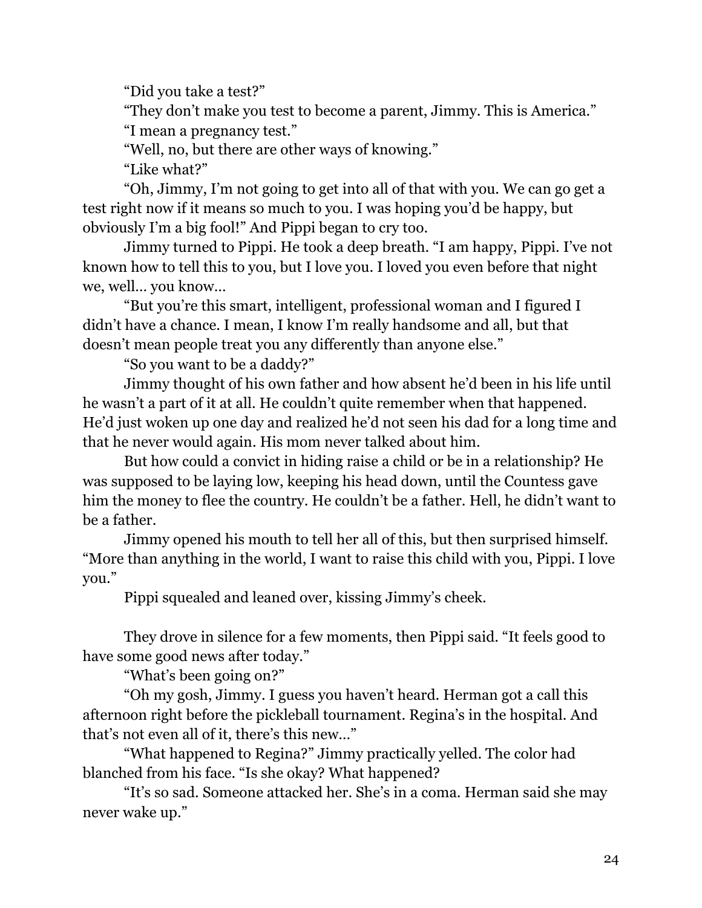"Did you take a test?"

"They don't make you test to become a parent, Jimmy. This is America."

"I mean a pregnancy test."

"Well, no, but there are other ways of knowing."

"Like what?"

"Oh, Jimmy, I'm not going to get into all of that with you. We can go get a test right now if it means so much to you. I was hoping you'd be happy, but obviously I'm a big fool!" And Pippi began to cry too.

Jimmy turned to Pippi. He took a deep breath. "I am happy, Pippi. I've not known how to tell this to you, but I love you. I loved you even before that night we, well… you know…

"But you're this smart, intelligent, professional woman and I figured I didn't have a chance. I mean, I know I'm really handsome and all, but that doesn't mean people treat you any differently than anyone else."

"So you want to be a daddy?"

Jimmy thought of his own father and how absent he'd been in his life until he wasn't a part of it at all. He couldn't quite remember when that happened. He'd just woken up one day and realized he'd not seen his dad for a long time and that he never would again. His mom never talked about him.

But how could a convict in hiding raise a child or be in a relationship? He was supposed to be laying low, keeping his head down, until the Countess gave him the money to flee the country. He couldn't be a father. Hell, he didn't want to be a father.

Jimmy opened his mouth to tell her all of this, but then surprised himself. "More than anything in the world, I want to raise this child with you, Pippi. I love you."

Pippi squealed and leaned over, kissing Jimmy's cheek.

They drove in silence for a few moments, then Pippi said. "It feels good to have some good news after today."

"What's been going on?"

"Oh my gosh, Jimmy. I guess you haven't heard. Herman got a call this afternoon right before the pickleball tournament. Regina's in the hospital. And that's not even all of it, there's this new…"

"What happened to Regina?" Jimmy practically yelled. The color had blanched from his face. "Is she okay? What happened?

"It's so sad. Someone attacked her. She's in a coma. Herman said she may never wake up."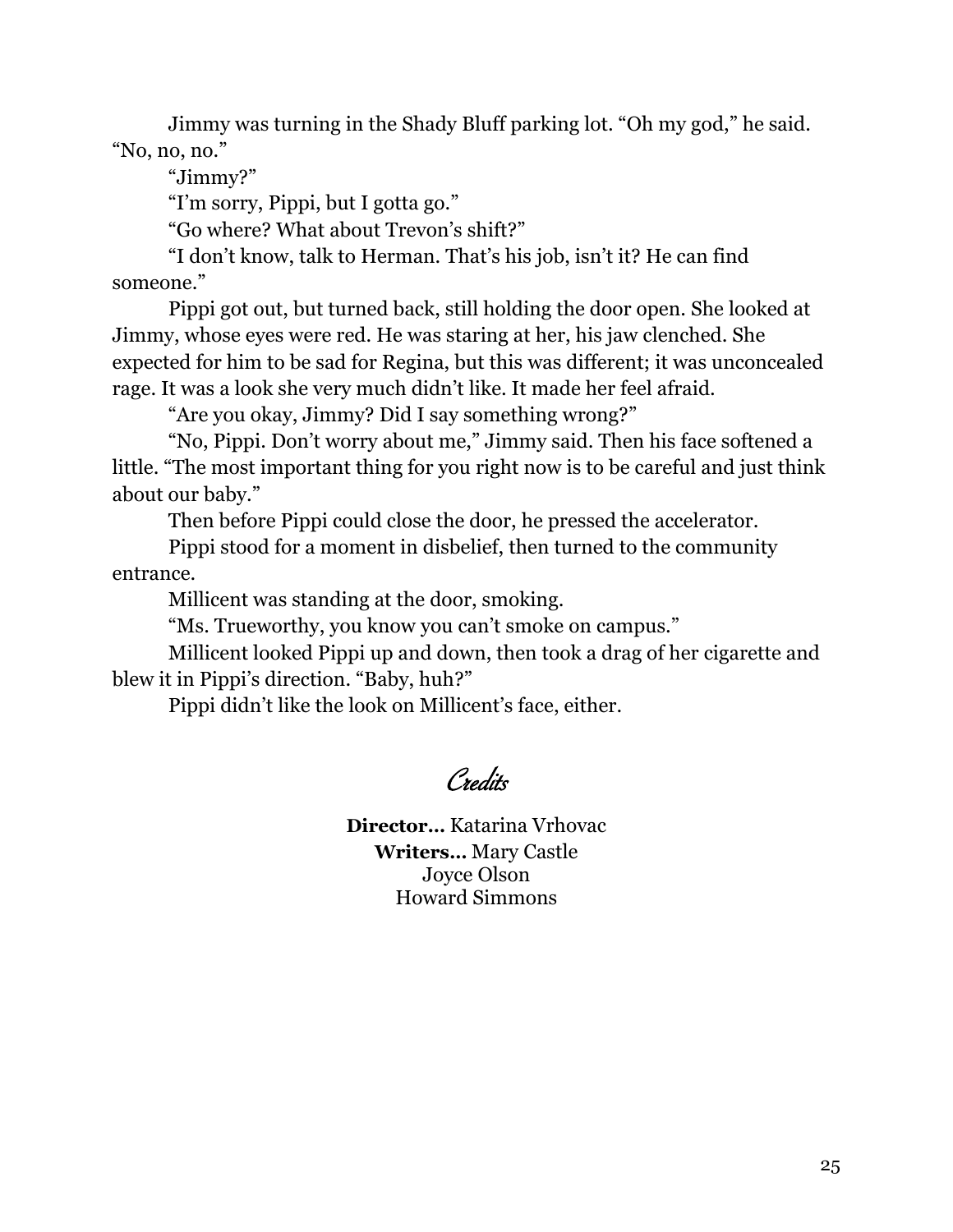Jimmy was turning in the Shady Bluff parking lot. “Oh my god,” he said. “No, no, no.”

“Jimmy?”

“I’m sorry, Pippi, but I gotta go.”

“Go where? What about Trevon’s shift?”

“I don’t know, talk to Herman. That’s his job, isn’t it? He can find someone.”

Pippi got out, but turned back, still holding the door open. She looked at Jimmy, whose eyes were red. He was staring at her, his jaw clenched. She expected for him to be sad for Regina, but this was different; it was unconcealed rage. It was a look she very much didn’t like. It made her feel afraid.

“Are you okay, Jimmy? Did I say something wrong?”

“No, Pippi. Don’t worry about me,” Jimmy said. Then his face softened a little. “The most important thing for you right now is to be careful and just think about our baby.”

Then before Pippi could close the door, he pressed the accelerator.

Pippi stood for a moment in disbelief, then turned to the community entrance.

Millicent was standing at the door, smoking.

“Ms. Trueworthy, you know you can’t smoke on campus.”

Millicent looked Pippi up and down, then took a drag of her cigarette and blew it in Pippi’s direction. “Baby, huh?”

Pippi didn’t like the look on Millicent’s face, either.

## Credits

**Director…** Katarina Vrhovac
**Writers…** Mary Castle
Joyce Olson
Howard Simmons